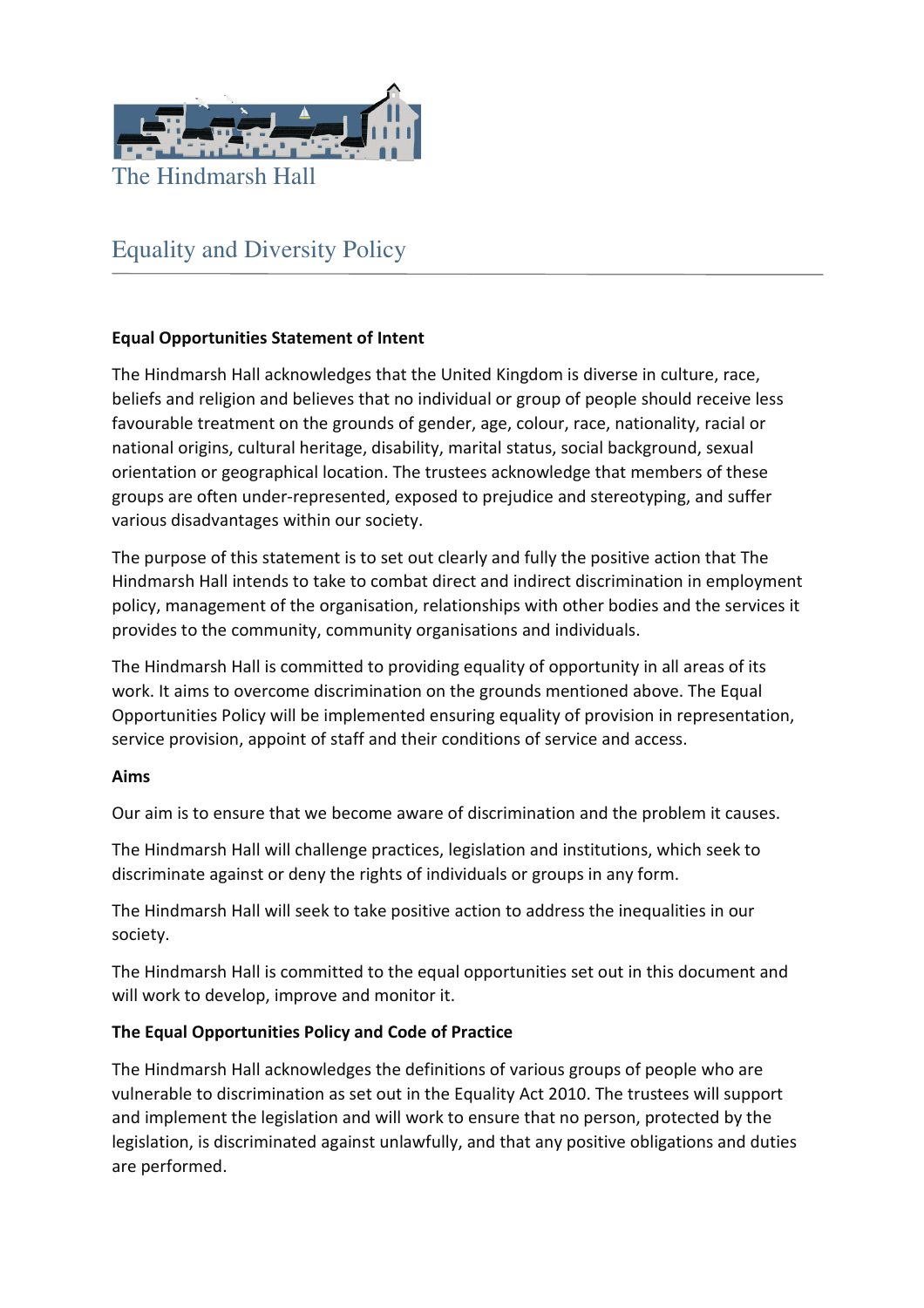The Hindmarsh Hall

# Equality and Diversity Policy

**Equal Opportunities Statement of Intent**

The Hindmarsh Hall acknowledges that the United Kingdom is diverse in culture, race, beliefs and religion and believes that no individual or group of people should receive less favourable treatment on the grounds of gender, age, colour, race, nationality, racial or national origins, cultural heritage, disability, marital status, social background, sexual orientation or geographical location. The trustees acknowledge that members of these groups are often under-represented, exposed to prejudice and stereotyping, and suffer various disadvantages within our society.

The purpose of this statement is to set out clearly and fully the positive action that The Hindmarsh Hall intends to take to combat direct and indirect discrimination in employment policy, management of the organisation, relationships with other bodies and the services it provides to the community, community organisations and individuals.

The Hindmarsh Hall is committed to providing equality of opportunity in all areas of its work. It aims to overcome discrimination on the grounds mentioned above. The Equal Opportunities Policy will be implemented ensuring equality of provision in representation, service provision, appoint of staff and their conditions of service and access.

**Aims**

Our aim is to ensure that we become aware of discrimination and the problem it causes.

The Hindmarsh Hall will challenge practices, legislation and institutions, which seek to discriminate against or deny the rights of individuals or groups in any form.

The Hindmarsh Hall will seek to take positive action to address the inequalities in our society.

The Hindmarsh Hall is committed to the equal opportunities set out in this document and will work to develop, improve and monitor it.

**The Equal Opportunities Policy and Code of Practice**

The Hindmarsh Hall acknowledges the definitions of various groups of people who are vulnerable to discrimination as set out in the Equality Act 2010. The trustees will support and implement the legislation and will work to ensure that no person, protected by the legislation, is discriminated against unlawfully, and that any positive obligations and duties are performed.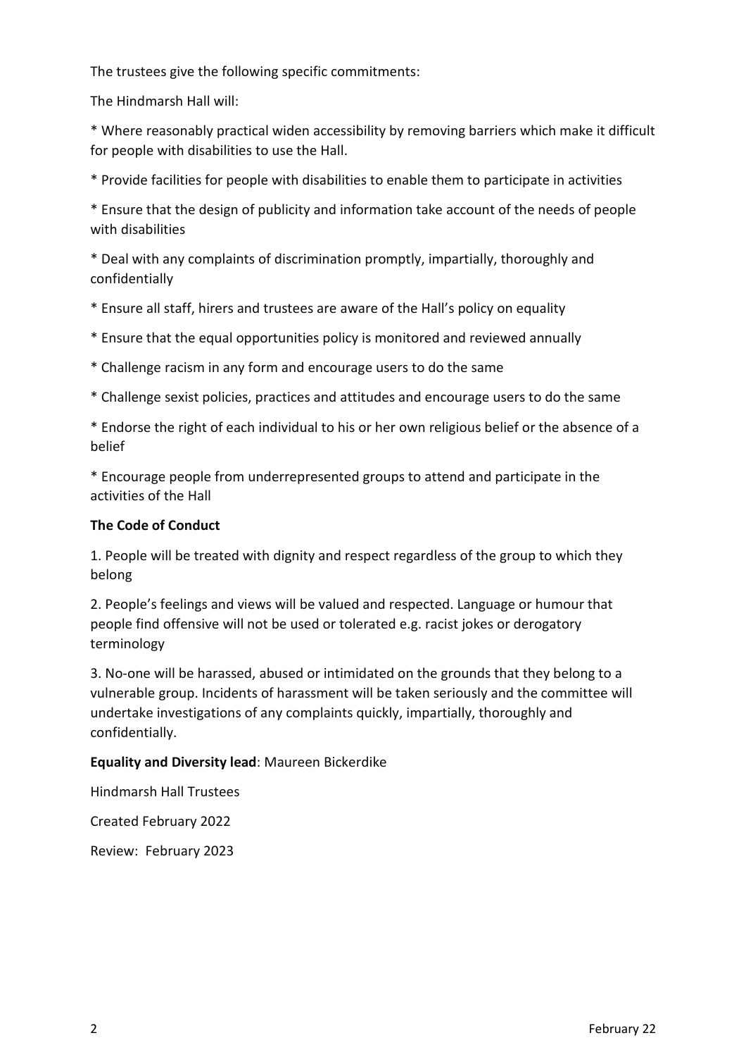The trustees give the following specific commitments:

The Hindmarsh Hall will:

* Where reasonably practical widen accessibility by removing barriers which make it difficult for people with disabilities to use the Hall.

* Provide facilities for people with disabilities to enable them to participate in activities

* Ensure that the design of publicity and information take account of the needs of people with disabilities

* Deal with any complaints of discrimination promptly, impartially, thoroughly and confidentially

* Ensure all staff, hirers and trustees are aware of the Hall's policy on equality

* Ensure that the equal opportunities policy is monitored and reviewed annually

* Challenge racism in any form and encourage users to do the same

* Challenge sexist policies, practices and attitudes and encourage users to do the same

* Endorse the right of each individual to his or her own religious belief or the absence of a belief

* Encourage people from underrepresented groups to attend and participate in the activities of the Hall

**The Code of Conduct**

1. People will be treated with dignity and respect regardless of the group to which they belong

2. People's feelings and views will be valued and respected. Language or humour that people find offensive will not be used or tolerated e.g. racist jokes or derogatory terminology

3. No-one will be harassed, abused or intimidated on the grounds that they belong to a vulnerable group. Incidents of harassment will be taken seriously and the committee will undertake investigations of any complaints quickly, impartially, thoroughly and confidentially.

**Equality and Diversity lead**: Maureen Bickerdike

Hindmarsh Hall Trustees

Created February 2022

Review: February 2023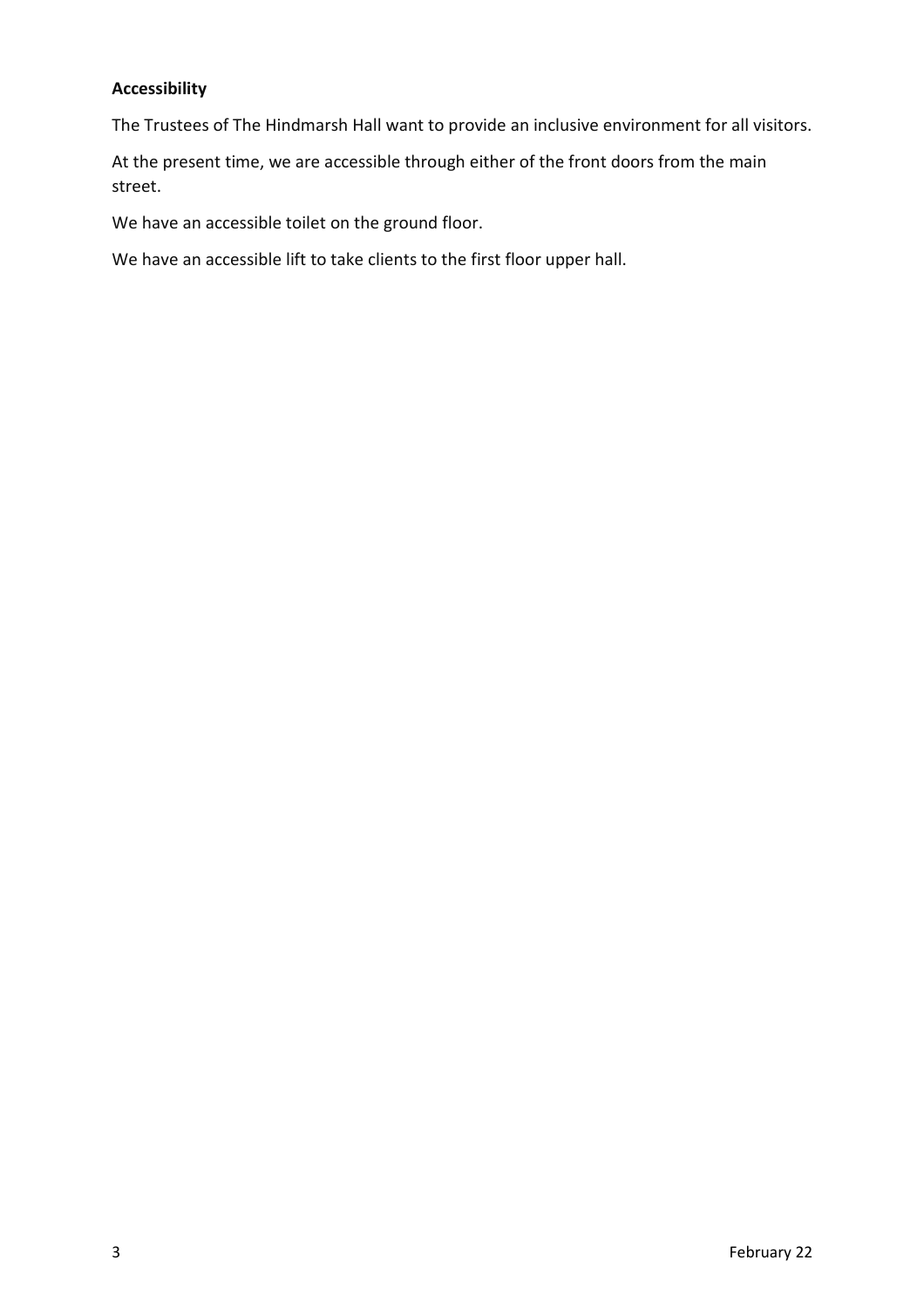**Accessibility**

The Trustees of The Hindmarsh Hall want to provide an inclusive environment for all visitors.

At the present time, we are accessible through either of the front doors from the main street.

We have an accessible toilet on the ground floor.

We have an accessible lift to take clients to the first floor upper hall.